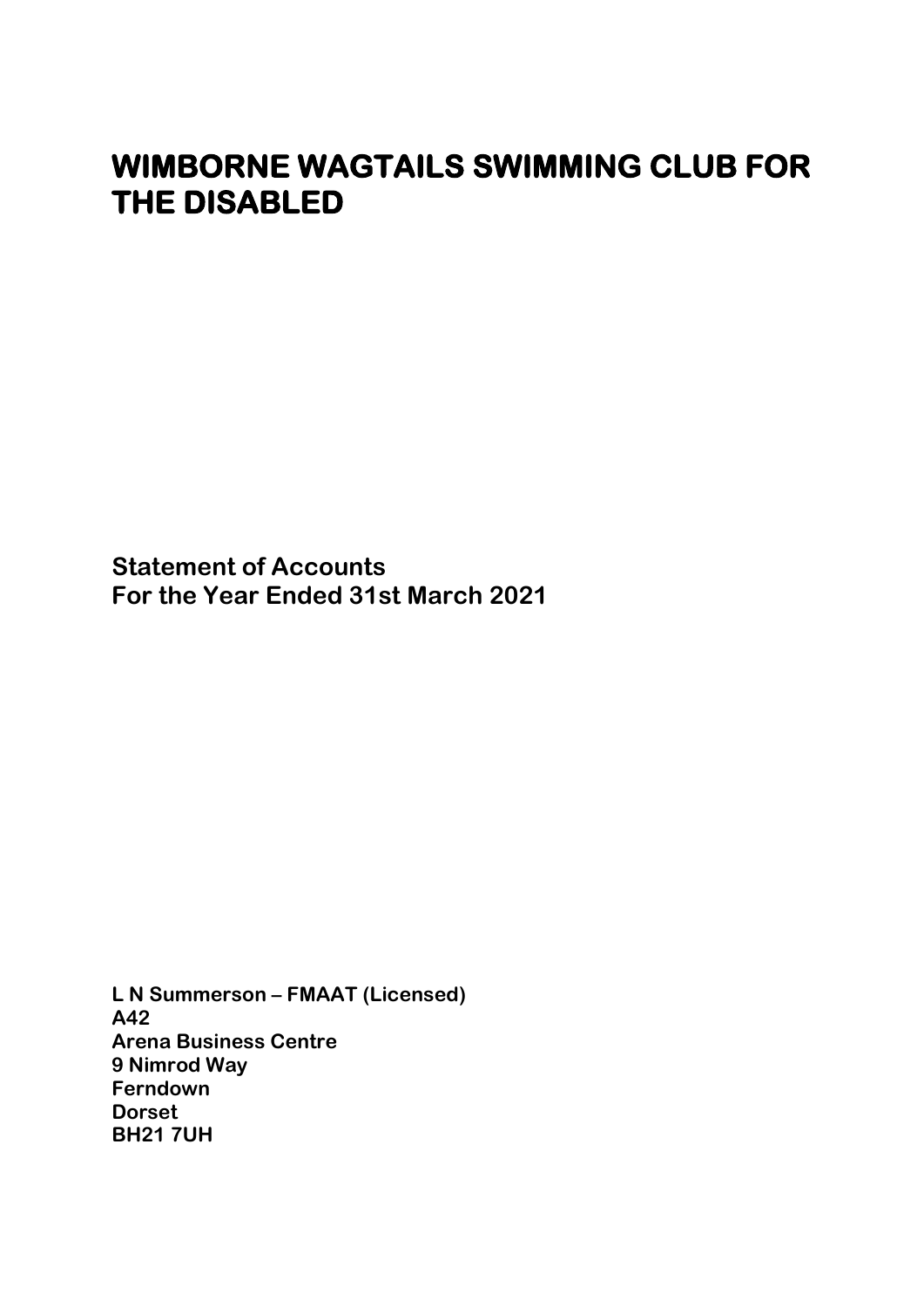# WIMBORNE WAGTAILS SWIMMING CLUB FOR THE DISABLED

**Statement of Accounts**
**For the Year Ended 31st March 2021**

**L N Summerson – FMAAT (Licensed)**
**A42**
**Arena Business Centre**
**9 Nimrod Way**
**Ferndown**
**Dorset**
**BH21 7UH**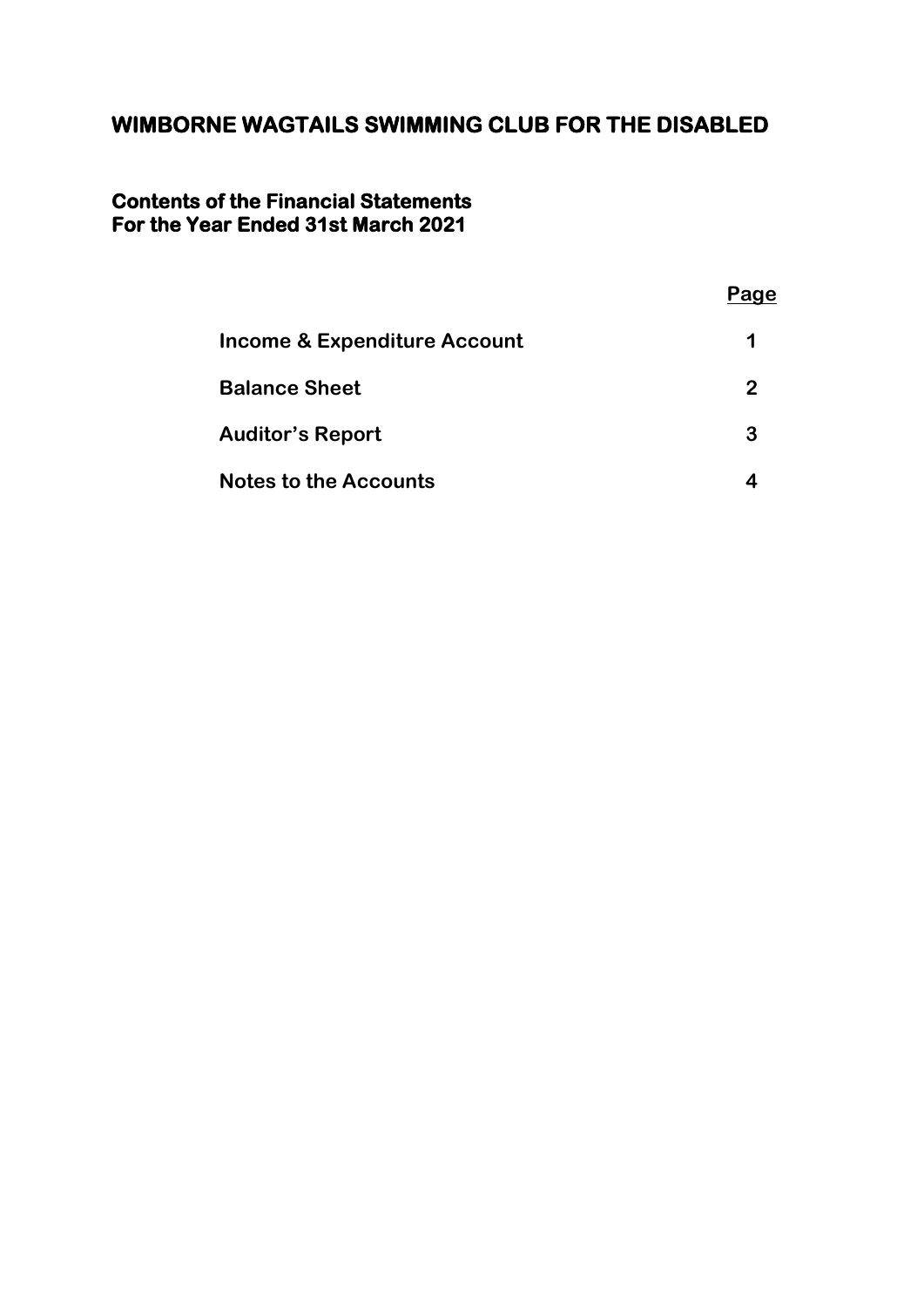# WIMBORNE WAGTAILS SWIMMING CLUB FOR THE DISABLED

## Contents of the Financial Statements
## For the Year Ended 31st March 2021

| | Page |
|---|---|
| **Income & Expenditure Account** | **1** |
| **Balance Sheet** | **2** |
| **Auditor's Report** | **3** |
| **Notes to the Accounts** | **4** |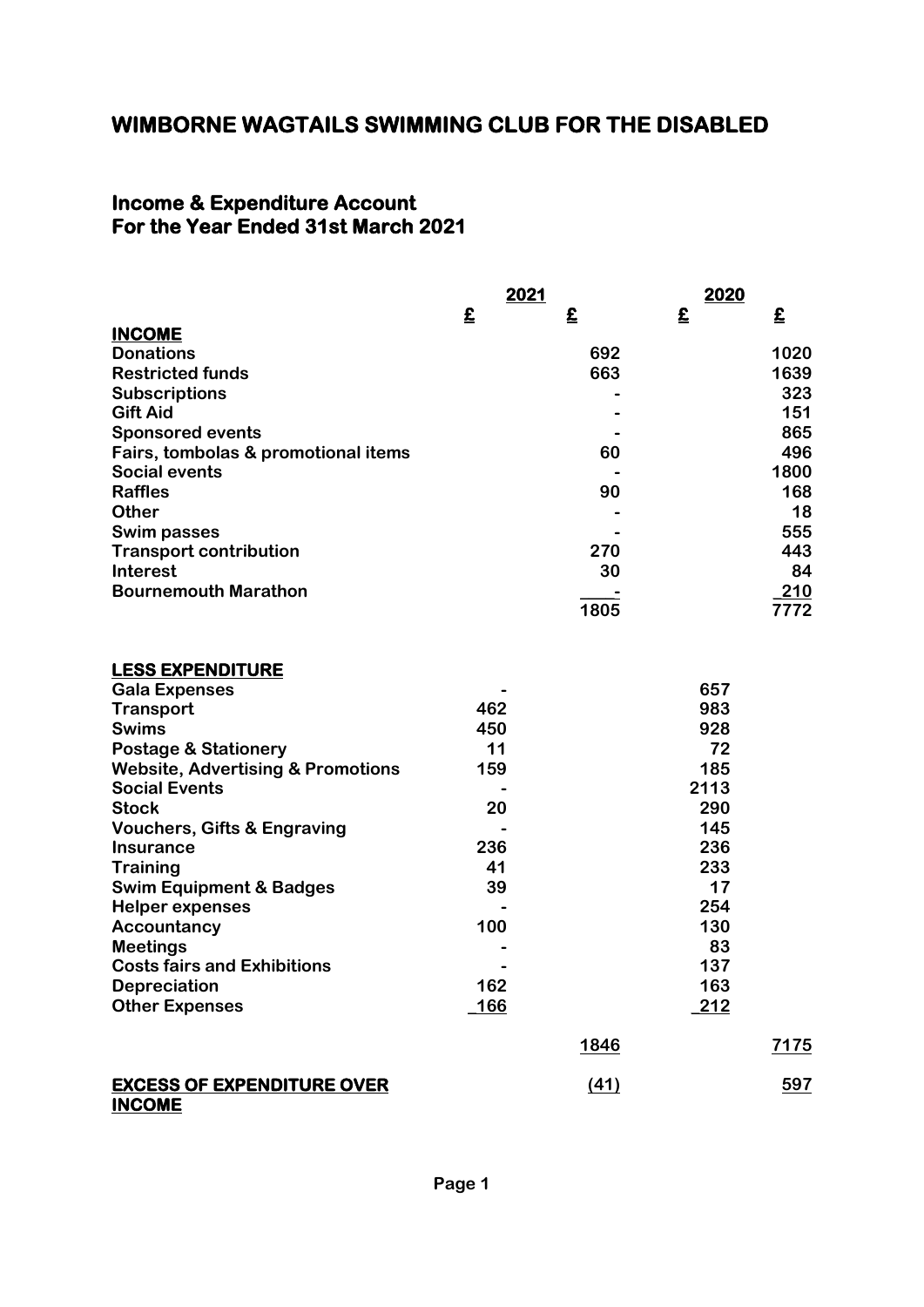# WIMBORNE WAGTAILS SWIMMING CLUB FOR THE DISABLED

## Income & Expenditure Account
## For the Year Ended 31st March 2021

| | 2021 | | 2020 | |
|---|---|---|---|---|
| | £ | £ | £ | £ |
| **INCOME** | | | | |
| Donations | | 692 | | 1020 |
| Restricted funds | | 663 | | 1639 |
| Subscriptions | | - | | 323 |
| Gift Aid | | - | | 151 |
| Sponsored events | | - | | 865 |
| Fairs, tombolas & promotional items | | 60 | | 496 |
| Social events | | - | | 1800 |
| Raffles | | 90 | | 168 |
| Other | | - | | 18 |
| Swim passes | | - | | 555 |
| Transport contribution | | 270 | | 443 |
| Interest | | 30 | | 84 |
| Bournemouth Marathon | | - | | 210 |
| | | 1805 | | 7772 |
| **LESS EXPENDITURE** | | | | |
| Gala Expenses | - | | 657 | |
| Transport | 462 | | 983 | |
| Swims | 450 | | 928 | |
| Postage & Stationery | 11 | | 72 | |
| Website, Advertising & Promotions | 159 | | 185 | |
| Social Events | - | | 2113 | |
| Stock | 20 | | 290 | |
| Vouchers, Gifts & Engraving | - | | 145 | |
| Insurance | 236 | | 236 | |
| Training | 41 | | 233 | |
| Swim Equipment & Badges | 39 | | 17 | |
| Helper expenses | - | | 254 | |
| Accountancy | 100 | | 130 | |
| Meetings | - | | 83 | |
| Costs fairs and Exhibitions | - | | 137 | |
| Depreciation | 162 | | 163 | |
| Other Expenses | 166 | | 212 | |
| | | 1846 | | 7175 |
| **EXCESS OF EXPENDITURE OVER INCOME** | | (41) | | 597 |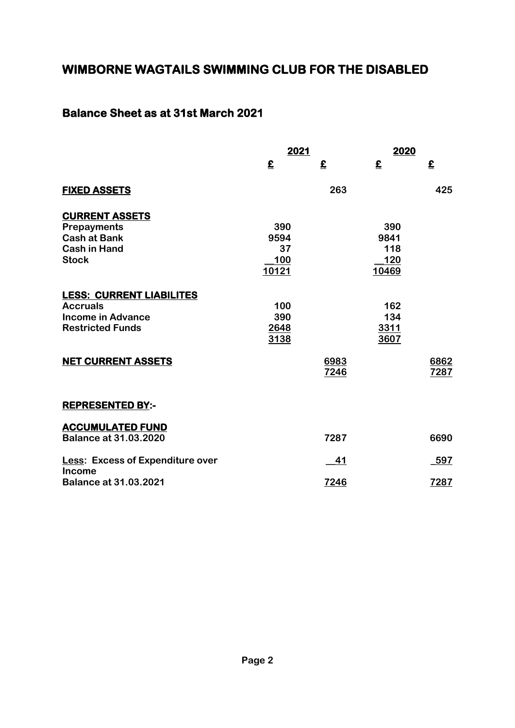# WIMBORNE WAGTAILS SWIMMING CLUB FOR THE DISABLED

## Balance Sheet as at 31st March 2021

| | 2021 | | 2020 | |
|---|---|---|---|---|
| | **£** | **£** | **£** | **£** |
| **FIXED ASSETS** | | 263 | | 425 |
| **CURRENT ASSETS** | | | | |
| Prepayments | 390 | | 390 | |
| Cash at Bank | 9594 | | 9841 | |
| Cash in Hand | 37 | | 118 | |
| Stock | 100 | | 120 | |
| | 10121 | | 10469 | |
| **LESS: CURRENT LIABILITES** | | | | |
| Accruals | 100 | | 162 | |
| Income in Advance | 390 | | 134 | |
| Restricted Funds | 2648 | | 3311 | |
| | 3138 | | 3607 | |
| **NET CURRENT ASSETS** | | 6983 | | 6862 |
| | | 7246 | | 7287 |
| **REPRESENTED BY:-** | | | | |
| **ACCUMULATED FUND** | | | | |
| Balance at 31.03.2020 | | 7287 | | 6690 |
| Less: Excess of Expenditure over Income | | 41 | | 597 |
| Balance at 31.03.2021 | | 7246 | | 7287 |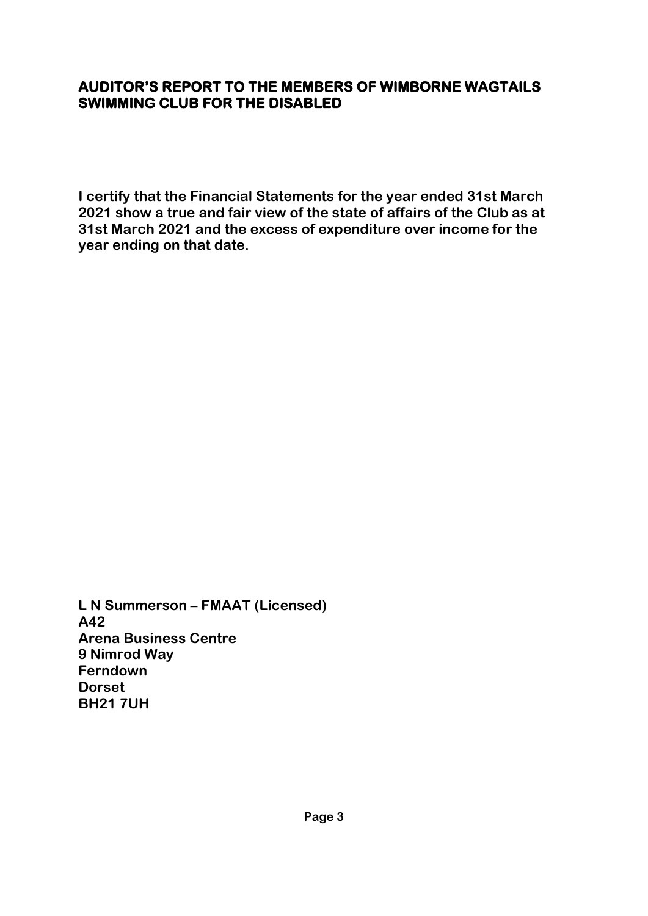## AUDITOR'S REPORT TO THE MEMBERS OF WIMBORNE WAGTAILS SWIMMING CLUB FOR THE DISABLED

**I certify that the Financial Statements for the year ended 31st March 2021 show a true and fair view of the state of affairs of the Club as at 31st March 2021 and the excess of expenditure over income for the year ending on that date.**

**L N Summerson – FMAAT (Licensed)**
**A42**
**Arena Business Centre**
**9 Nimrod Way**
**Ferndown**
**Dorset**
**BH21 7UH**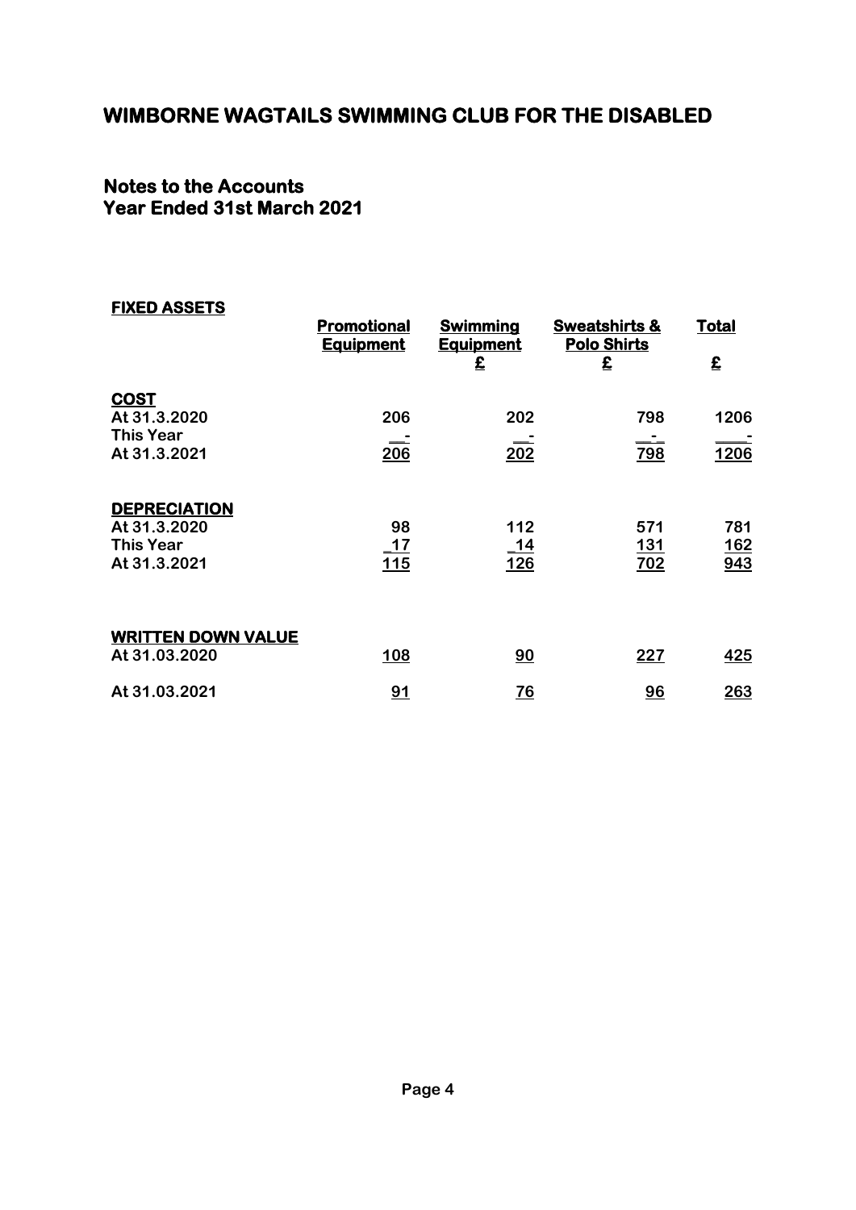# WIMBORNE WAGTAILS SWIMMING CLUB FOR THE DISABLED

## Notes to the Accounts
## Year Ended 31st March 2021

**FIXED ASSETS**

| | Promotional Equipment | Swimming Equipment £ | Sweatshirts & Polo Shirts £ | Total £ |
|---|---|---|---|---|
| **COST** | | | | |
| At 31.3.2020 | 206 | 202 | 798 | 1206 |
| This Year | - | - | - | - |
| At 31.3.2021 | 206 | 202 | 798 | 1206 |
| **DEPRECIATION** | | | | |
| At 31.3.2020 | 98 | 112 | 571 | 781 |
| This Year | 17 | 14 | 131 | 162 |
| At 31.3.2021 | 115 | 126 | 702 | 943 |
| **WRITTEN DOWN VALUE** | | | | |
| At 31.03.2020 | 108 | 90 | 227 | 425 |
| At 31.03.2021 | 91 | 76 | 96 | 263 |